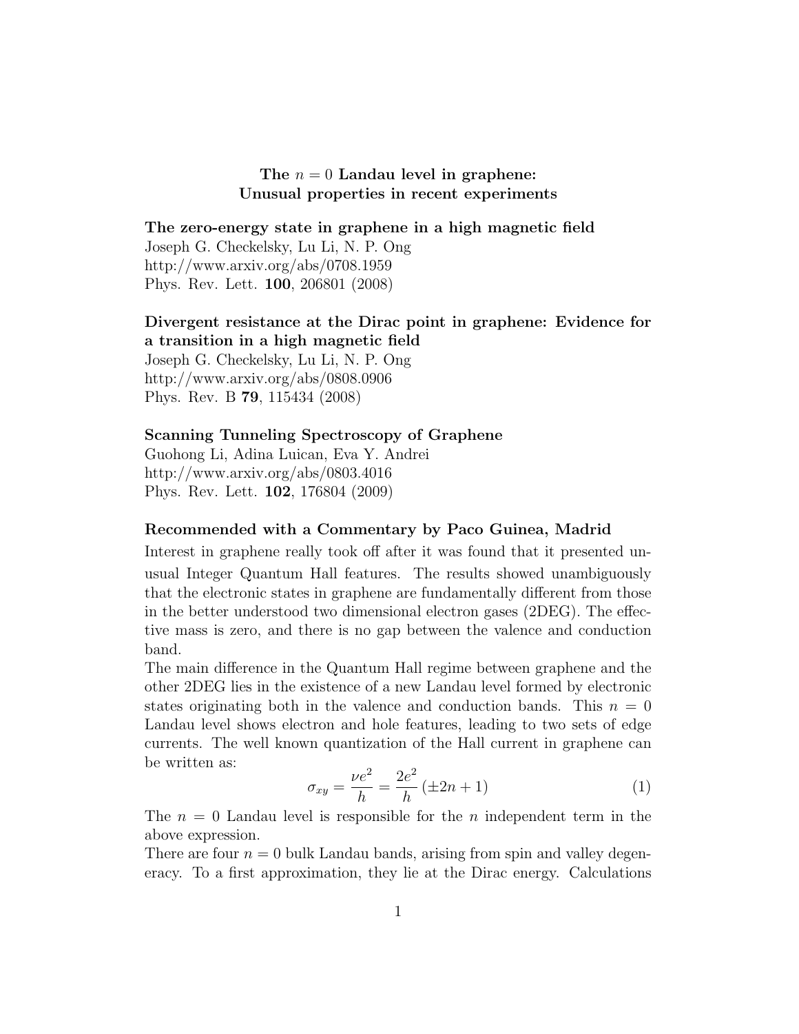# The $n = 0$ Landau level in graphene: Unusual properties in recent experiments

**The zero-energy state in graphene in a high magnetic field**
Joseph G. Checkelsky, Lu Li, N. P. Ong
http://www.arxiv.org/abs/0708.1959
Phys. Rev. Lett. **100**, 206801 (2008)

**Divergent resistance at the Dirac point in graphene: Evidence for a transition in a high magnetic field**
Joseph G. Checkelsky, Lu Li, N. P. Ong
http://www.arxiv.org/abs/0808.0906
Phys. Rev. B **79**, 115434 (2008)

**Scanning Tunneling Spectroscopy of Graphene**
Guohong Li, Adina Luican, Eva Y. Andrei
http://www.arxiv.org/abs/0803.4016
Phys. Rev. Lett. **102**, 176804 (2009)

**Recommended with a Commentary by Paco Guinea, Madrid**

Interest in graphene really took off after it was found that it presented unusual Integer Quantum Hall features. The results showed unambiguously that the electronic states in graphene are fundamentally different from those in the better understood two dimensional electron gases (2DEG). The effective mass is zero, and there is no gap between the valence and conduction band.

The main difference in the Quantum Hall regime between graphene and the other 2DEG lies in the existence of a new Landau level formed by electronic states originating both in the valence and conduction bands. This $n = 0$ Landau level shows electron and hole features, leading to two sets of edge currents. The well known quantization of the Hall current in graphene can be written as:

$$\sigma_{xy} = \frac{\nu e^2}{h} = \frac{2e^2}{h} (\pm 2n + 1) \tag{1}$$

The $n = 0$ Landau level is responsible for the $n$ independent term in the above expression.

There are four $n = 0$ bulk Landau bands, arising from spin and valley degeneracy. To a first approximation, they lie at the Dirac energy. Calculations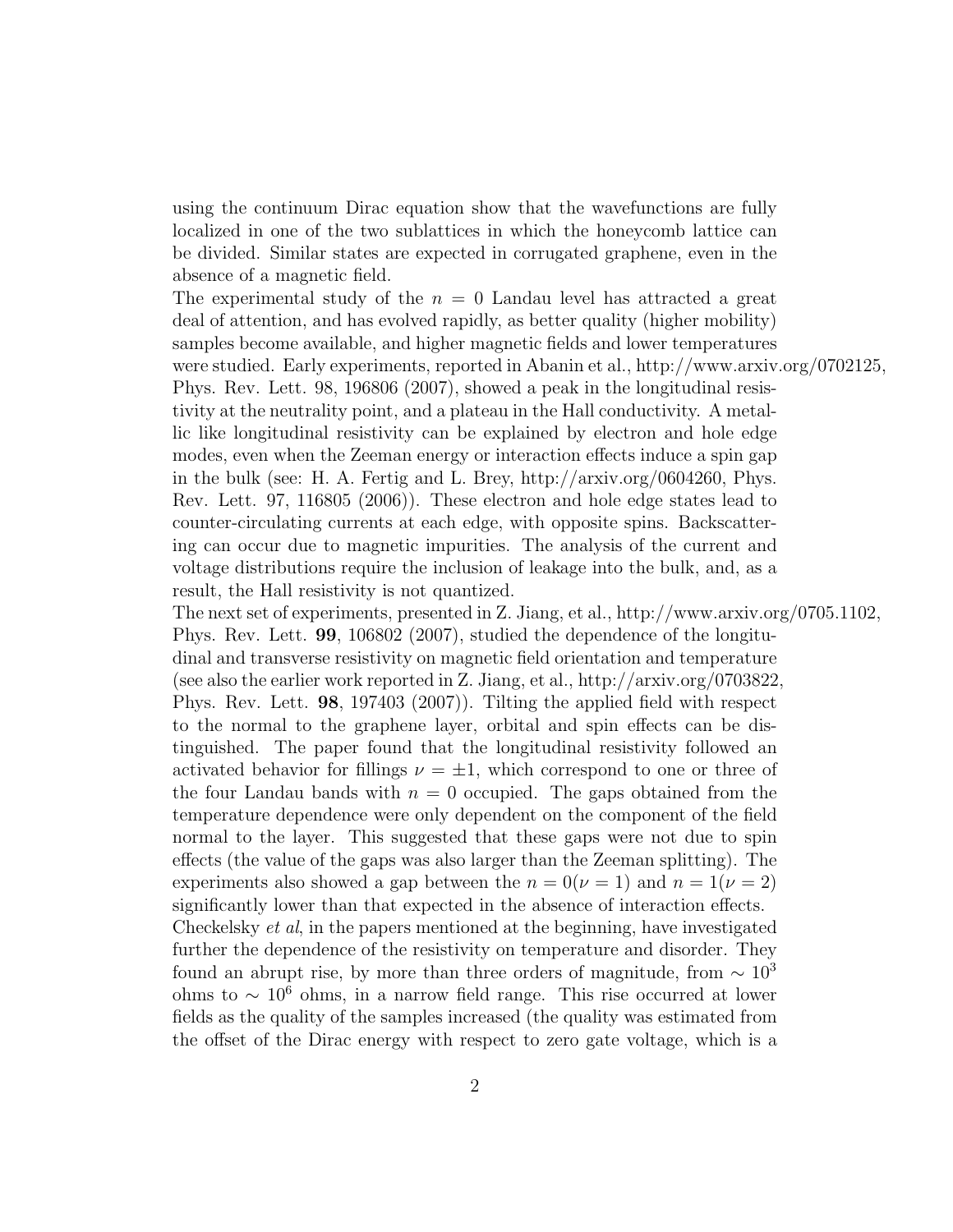using the continuum Dirac equation show that the wavefunctions are fully localized in one of the two sublattices in which the honeycomb lattice can be divided. Similar states are expected in corrugated graphene, even in the absence of a magnetic field.

The experimental study of the $n = 0$ Landau level has attracted a great deal of attention, and has evolved rapidly, as better quality (higher mobility) samples become available, and higher magnetic fields and lower temperatures were studied. Early experiments, reported in Abanin et al., http://www.arxiv.org/0702125, Phys. Rev. Lett. 98, 196806 (2007), showed a peak in the longitudinal resistivity at the neutrality point, and a plateau in the Hall conductivity. A metallic like longitudinal resistivity can be explained by electron and hole edge modes, even when the Zeeman energy or interaction effects induce a spin gap in the bulk (see: H. A. Fertig and L. Brey, http://arxiv.org/0604260, Phys. Rev. Lett. 97, 116805 (2006)). These electron and hole edge states lead to counter-circulating currents at each edge, with opposite spins. Backscattering can occur due to magnetic impurities. The analysis of the current and voltage distributions require the inclusion of leakage into the bulk, and, as a result, the Hall resistivity is not quantized.

The next set of experiments, presented in Z. Jiang, et al., http://www.arxiv.org/0705.1102, Phys. Rev. Lett. **99**, 106802 (2007), studied the dependence of the longitudinal and transverse resistivity on magnetic field orientation and temperature (see also the earlier work reported in Z. Jiang, et al., http://arxiv.org/0703822, Phys. Rev. Lett. **98**, 197403 (2007)). Tilting the applied field with respect to the normal to the graphene layer, orbital and spin effects can be distinguished. The paper found that the longitudinal resistivity followed an activated behavior for fillings $\nu = \pm 1$, which correspond to one or three of the four Landau bands with $n = 0$ occupied. The gaps obtained from the temperature dependence were only dependent on the component of the field normal to the layer. This suggested that these gaps were not due to spin effects (the value of the gaps was also larger than the Zeeman splitting). The experiments also showed a gap between the $n = 0 (\nu = 1)$ and $n = 1 (\nu = 2)$ significantly lower than that expected in the absence of interaction effects.

Checkelsky *et al*, in the papers mentioned at the beginning, have investigated further the dependence of the resistivity on temperature and disorder. They found an abrupt rise, by more than three orders of magnitude, from $\sim 10^3$ ohms to $\sim 10^6$ ohms, in a narrow field range. This rise occurred at lower fields as the quality of the samples increased (the quality was estimated from the offset of the Dirac energy with respect to zero gate voltage, which is a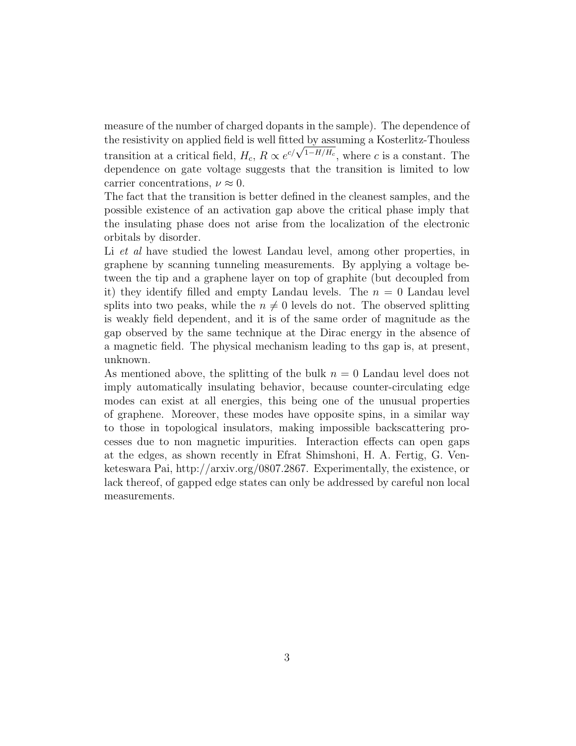measure of the number of charged dopants in the sample). The dependence of the resistivity on applied field is well fitted by assuming a Kosterlitz-Thouless transition at a critical field, $H_c$, $R \propto e^{c/\sqrt{1-H/H_c}}$, where $c$ is a constant. The dependence on gate voltage suggests that the transition is limited to low carrier concentrations, $\nu \approx 0$.

The fact that the transition is better defined in the cleanest samples, and the possible existence of an activation gap above the critical phase imply that the insulating phase does not arise from the localization of the electronic orbitals by disorder.

Li *et al* have studied the lowest Landau level, among other properties, in graphene by scanning tunneling measurements. By applying a voltage between the tip and a graphene layer on top of graphite (but decoupled from it) they identify filled and empty Landau levels. The $n = 0$ Landau level splits into two peaks, while the $n \neq 0$ levels do not. The observed splitting is weakly field dependent, and it is of the same order of magnitude as the gap observed by the same technique at the Dirac energy in the absence of a magnetic field. The physical mechanism leading to ths gap is, at present, unknown.

As mentioned above, the splitting of the bulk $n = 0$ Landau level does not imply automatically insulating behavior, because counter-circulating edge modes can exist at all energies, this being one of the unusual properties of graphene. Moreover, these modes have opposite spins, in a similar way to those in topological insulators, making impossible backscattering processes due to non magnetic impurities. Interaction effects can open gaps at the edges, as shown recently in Efrat Shimshoni, H. A. Fertig, G. Venketeswara Pai, http://arxiv.org/0807.2867. Experimentally, the existence, or lack thereof, of gapped edge states can only be addressed by careful non local measurements.